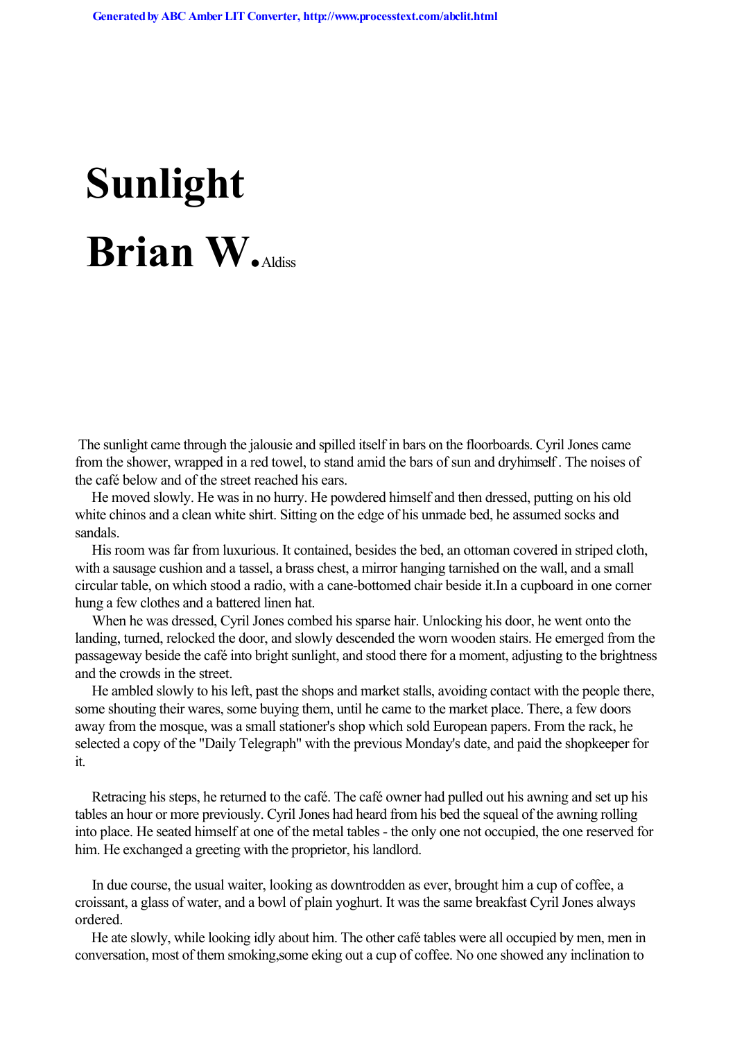# Sunlight

# Brian W. Aldiss

The sunlight came through the jalousie and spilled itself in bars on the floorboards. Cyril Jones came from the shower, wrapped in a red towel, to stand amid the bars of sun and dryhimself. The noises of the café below and of the street reached his ears.

He moved slowly. He was in no hurry. He powdered himself and then dressed, putting on his old white chinos and a clean white shirt. Sitting on the edge of his unmade bed, he assumed socks and sandals.

His room was far from luxurious. It contained, besides the bed, an ottoman covered in striped cloth, with a sausage cushion and a tassel, a brass chest, a mirror hanging tarnished on the wall, and a small circular table, on which stood a radio, with a cane-bottomed chair beside it.In a cupboard in one corner hung a few clothes and a battered linen hat.

When he was dressed, Cyril Jones combed his sparse hair. Unlocking his door, he went onto the landing, turned, relocked the door, and slowly descended the worn wooden stairs. He emerged from the passageway beside the café into bright sunlight, and stood there for a moment, adjusting to the brightness and the crowds in the street.

He ambled slowly to his left, past the shops and market stalls, avoiding contact with the people there, some shouting their wares, some buying them, until he came to the market place. There, a few doors away from the mosque, was a small stationer's shop which sold European papers. From the rack, he selected a copy of the "Daily Telegraph" with the previous Monday's date, and paid the shopkeeper for it.

Retracing his steps, he returned to the café. The café owner had pulled out his awning and set up his tables an hour or more previously. Cyril Jones had heard from his bed the squeal of the awning rolling into place. He seated himself at one of the metal tables - the only one not occupied, the one reserved for him. He exchanged a greeting with the proprietor, his landlord.

In due course, the usual waiter, looking as downtrodden as ever, brought him a cup of coffee, a croissant, a glass of water, and a bowl of plain yoghurt. It was the same breakfast Cyril Jones always ordered.

He ate slowly, while looking idly about him. The other café tables were all occupied by men, men in conversation, most of them smoking,some eking out a cup of coffee. No one showed any inclination to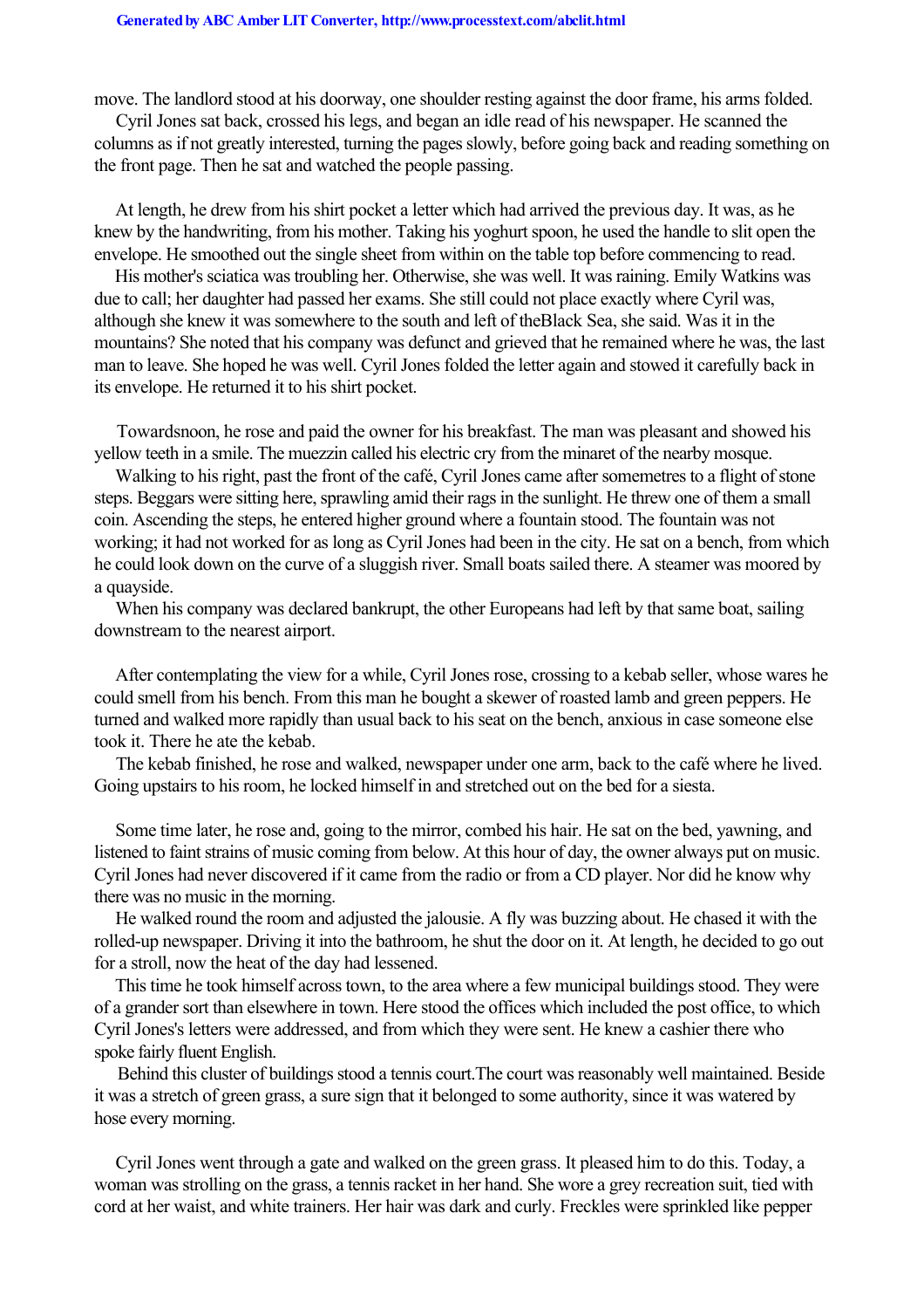move. The landlord stood at his doorway, one shoulder resting against the door frame, his arms folded.

Cyril Jones sat back, crossed his legs, and began an idle read of his newspaper. He scanned the columns as if not greatly interested, turning the pages slowly, before going back and reading something on the front page. Then he sat and watched the people passing.

At length, he drew from his shirt pocket a letter which had arrived the previous day. It was, as he knew by the handwriting, from his mother. Taking his yoghurt spoon, he used the handle to slit open the envelope. He smoothed out the single sheet from within on the table top before commencing to read.

His mother's sciatica was troubling her. Otherwise, she was well. It was raining. Emily Watkins was due to call; her daughter had passed her exams. She still could not place exactly where Cyril was, although she knew it was somewhere to the south and left of theBlack Sea, she said. Was it in the mountains? She noted that his company was defunct and grieved that he remained where he was, the last man to leave. She hoped he was well. Cyril Jones folded the letter again and stowed it carefully back in its envelope. He returned it to his shirt pocket.

Towardsnoon, he rose and paid the owner for his breakfast. The man was pleasant and showed his yellow teeth in a smile. The muezzin called his electric cry from the minaret of the nearby mosque.

Walking to his right, past the front of the café, Cyril Jones came after somemetres to a flight of stone steps. Beggars were sitting here, sprawling amid their rags in the sunlight. He threw one of them a small coin. Ascending the steps, he entered higher ground where a fountain stood. The fountain was not working; it had not worked for as long as Cyril Jones had been in the city. He sat on a bench, from which he could look down on the curve of a sluggish river. Small boats sailed there. A steamer was moored by a quayside.

When his company was declared bankrupt, the other Europeans had left by that same boat, sailing downstream to the nearest airport.

After contemplating the view for a while, Cyril Jones rose, crossing to a kebab seller, whose wares he could smell from his bench. From this man he bought a skewer of roasted lamb and green peppers. He turned and walked more rapidly than usual back to his seat on the bench, anxious in case someone else took it. There he ate the kebab.

The kebab finished, he rose and walked, newspaper under one arm, back to the café where he lived. Going upstairs to his room, he locked himself in and stretched out on the bed for a siesta.

Some time later, he rose and, going to the mirror, combed his hair. He sat on the bed, yawning, and listened to faint strains of music coming from below. At this hour of day, the owner always put on music. Cyril Jones had never discovered if it came from the radio or from a CD player. Nor did he know why there was no music in the morning.

He walked round the room and adjusted the jalousie. A fly was buzzing about. He chased it with the rolled-up newspaper. Driving it into the bathroom, he shut the door on it. At length, he decided to go out for a stroll, now the heat of the day had lessened.

This time he took himself across town, to the area where a few municipal buildings stood. They were of a grander sort than elsewhere in town. Here stood the offices which included the post office, to which Cyril Jones's letters were addressed, and from which they were sent. He knew a cashier there who spoke fairly fluent English.

Behind this cluster of buildings stood a tennis court.The court was reasonably well maintained. Beside it was a stretch of green grass, a sure sign that it belonged to some authority, since it was watered by hose every morning.

Cyril Jones went through a gate and walked on the green grass. It pleased him to do this. Today, a woman was strolling on the grass, a tennis racket in her hand. She wore a grey recreation suit, tied with cord at her waist, and white trainers. Her hair was dark and curly. Freckles were sprinkled like pepper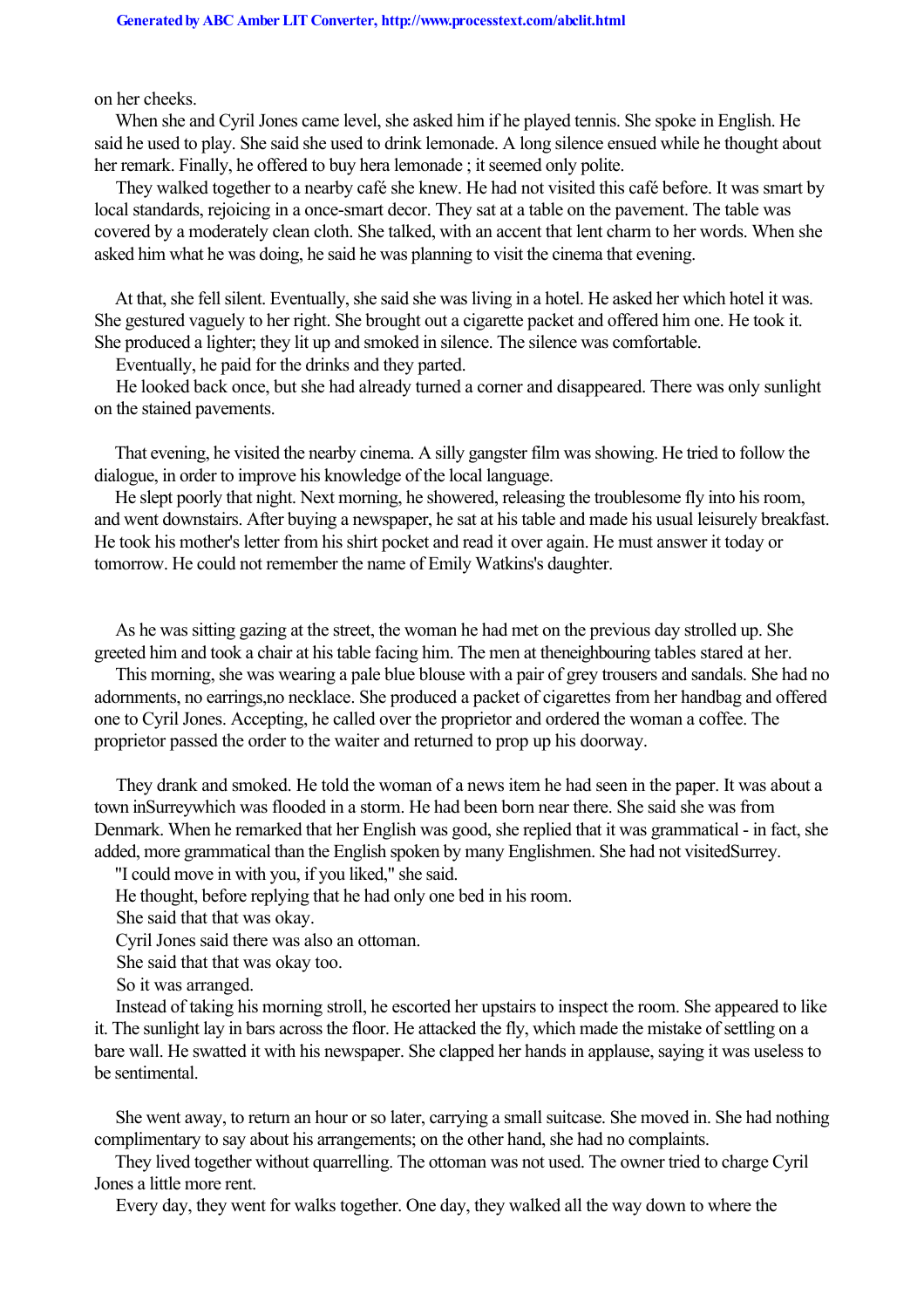on her cheeks.

When she and Cyril Jones came level, she asked him if he played tennis. She spoke in English. He said he used to play. She said she used to drink lemonade. A long silence ensued while he thought about her remark. Finally, he offered to buy hera lemonade ; it seemed only polite.

They walked together to a nearby café she knew. He had not visited this café before. It was smart by local standards, rejoicing in a once-smart decor. They sat at a table on the pavement. The table was covered by a moderately clean cloth. She talked, with an accent that lent charm to her words. When she asked him what he was doing, he said he was planning to visit the cinema that evening.

At that, she fell silent. Eventually, she said she was living in a hotel. He asked her which hotel it was. She gestured vaguely to her right. She brought out a cigarette packet and offered him one. He took it. She produced a lighter; they lit up and smoked in silence. The silence was comfortable.

Eventually, he paid for the drinks and they parted.

He looked back once, but she had already turned a corner and disappeared. There was only sunlight on the stained pavements.

That evening, he visited the nearby cinema. A silly gangster film was showing. He tried to follow the dialogue, in order to improve his knowledge of the local language.

He slept poorly that night. Next morning, he showered, releasing the troublesome fly into his room, and went downstairs. After buying a newspaper, he sat at his table and made his usual leisurely breakfast. He took his mother's letter from his shirt pocket and read it over again. He must answer it today or tomorrow. He could not remember the name of Emily Watkins's daughter.

As he was sitting gazing at the street, the woman he had met on the previous day strolled up. She greeted him and took a chair at his table facing him. The men at theneighbouring tables stared at her.

This morning, she was wearing a pale blue blouse with a pair of grey trousers and sandals. She had no adornments, no earrings,no necklace. She produced a packet of cigarettes from her handbag and offered one to Cyril Jones. Accepting, he called over the proprietor and ordered the woman a coffee. The proprietor passed the order to the waiter and returned to prop up his doorway.

They drank and smoked. He told the woman of a news item he had seen in the paper. It was about a town inSurreywhich was flooded in a storm. He had been born near there. She said she was from Denmark. When he remarked that her English was good, she replied that it was grammatical - in fact, she added, more grammatical than the English spoken by many Englishmen. She had not visitedSurrey.

"I could move in with you, if you liked," she said.

He thought, before replying that he had only one bed in his room.

She said that that was okay.

Cyril Jones said there was also an ottoman.

She said that that was okay too.

So it was arranged.

Instead of taking his morning stroll, he escorted her upstairs to inspect the room. She appeared to like it. The sunlight lay in bars across the floor. He attacked the fly, which made the mistake of settling on a bare wall. He swatted it with his newspaper. She clapped her hands in applause, saying it was useless to be sentimental.

She went away, to return an hour or so later, carrying a small suitcase. She moved in. She had nothing complimentary to say about his arrangements; on the other hand, she had no complaints.

They lived together without quarrelling. The ottoman was not used. The owner tried to charge Cyril Jones a little more rent.

Every day, they went for walks together. One day, they walked all the way down to where the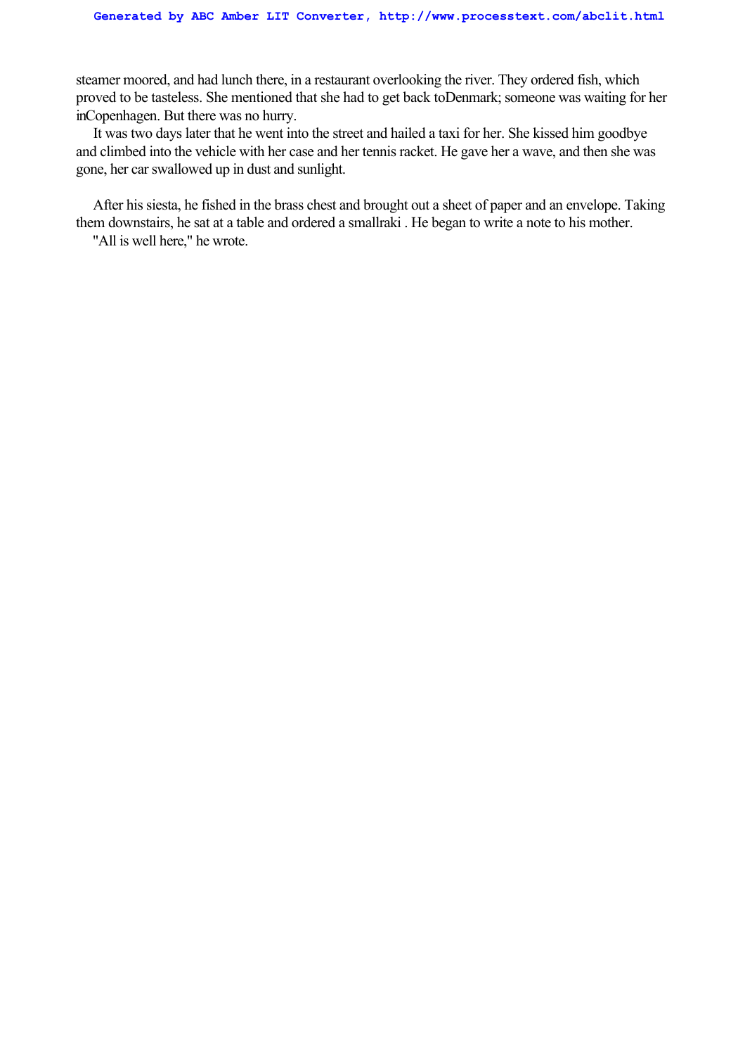steamer moored, and had lunch there, in a restaurant overlooking the river. They ordered fish, which proved to be tasteless. She mentioned that she had to get back toDenmark; someone was waiting for her inCopenhagen. But there was no hurry.

It was two days later that he went into the street and hailed a taxi for her. She kissed him goodbye and climbed into the vehicle with her case and her tennis racket. He gave her a wave, and then she was gone, her car swallowed up in dust and sunlight.

After his siesta, he fished in the brass chest and brought out a sheet of paper and an envelope. Taking them downstairs, he sat at a table and ordered a smallraki . He began to write a note to his mother.

"All is well here," he wrote.